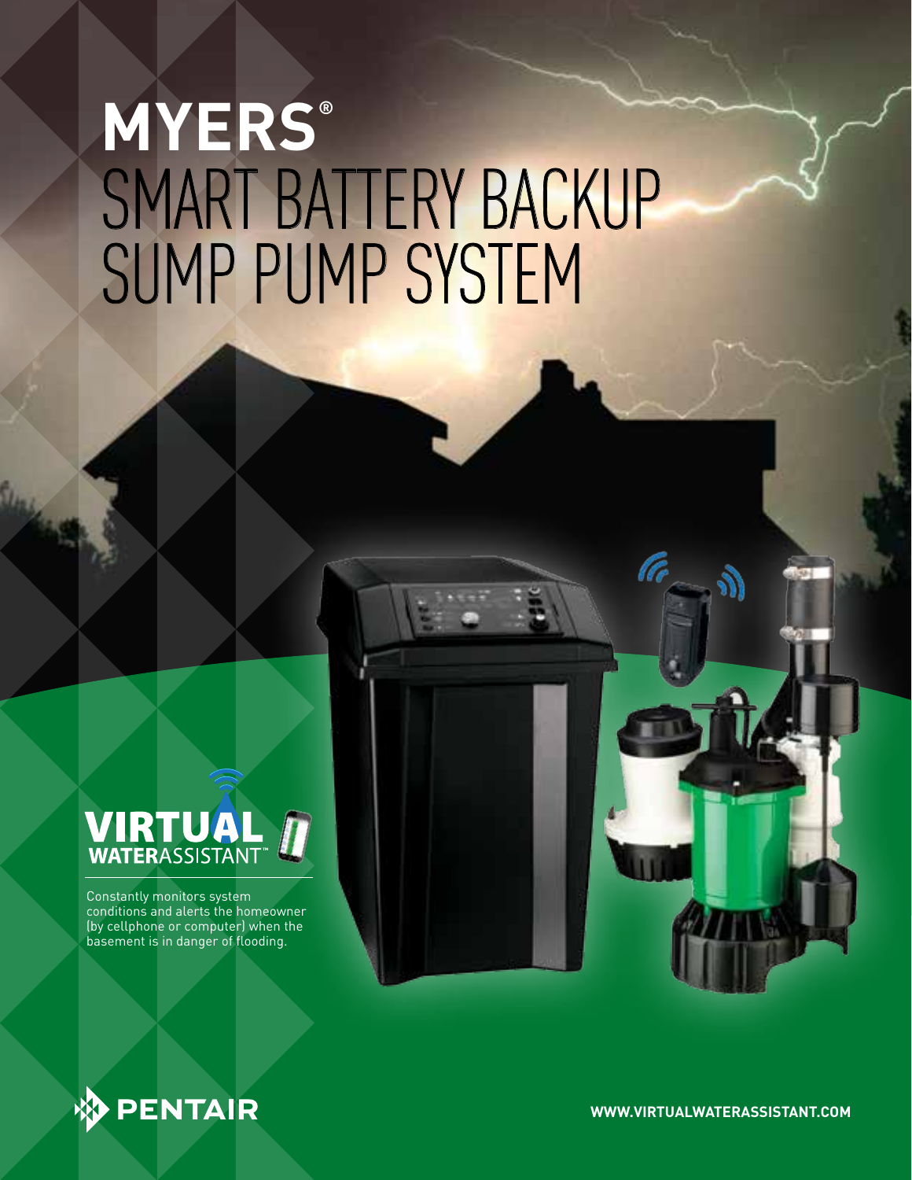# MYERS®

# SMART BATTERY BACKUP SUMP PUMP SYSTEM

**VIRTUAL WATERASSISTANT™**

Constantly monitors system conditions and alerts the homeowner (by cellphone or computer) when the basement is in danger of flooding.

**PENTAIR**

**WWW.VIRTUALWATERASSISTANT.COM**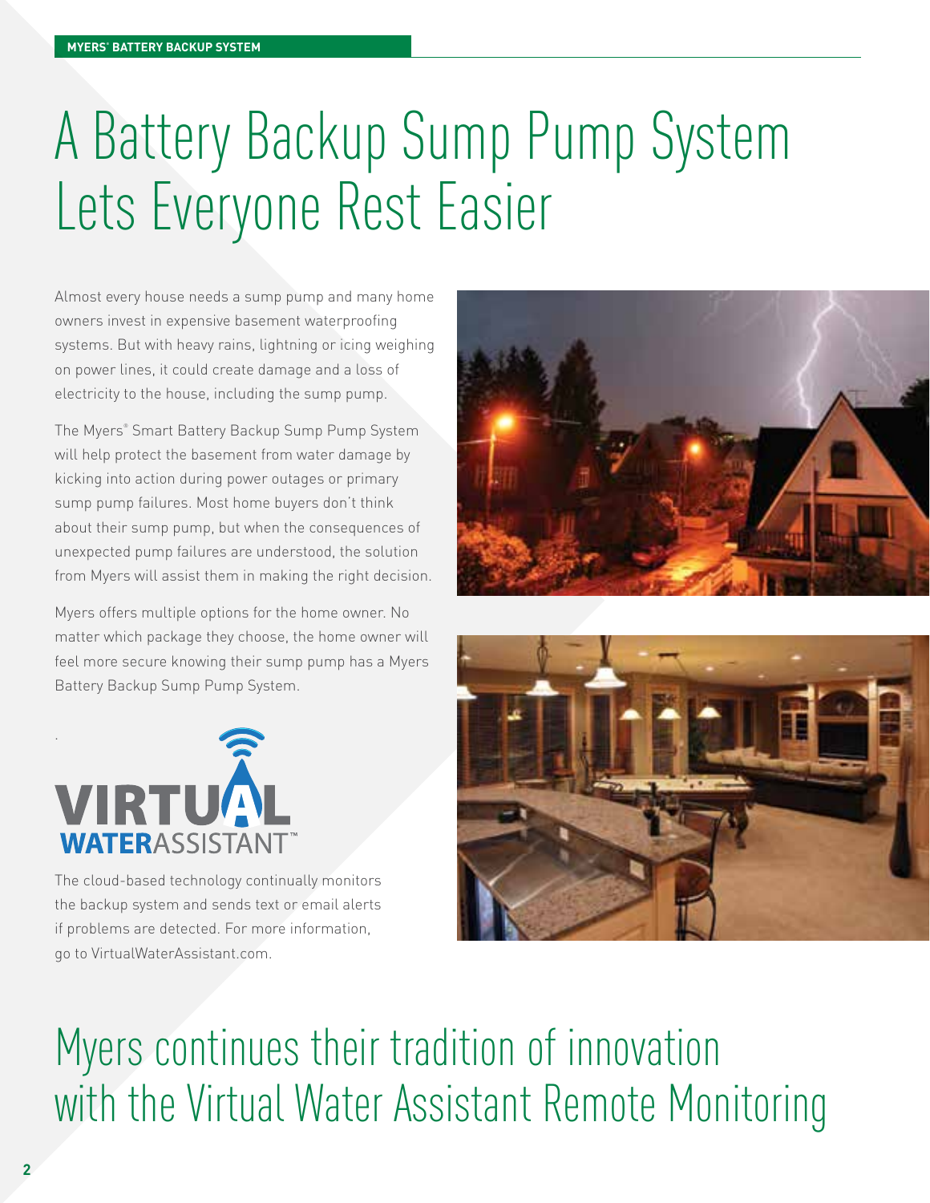# A Battery Backup Sump Pump System Lets Everyone Rest Easier

Almost every house needs a sump pump and many home owners invest in expensive basement waterproofing systems. But with heavy rains, lightning or icing weighing on power lines, it could create damage and a loss of electricity to the house, including the sump pump.

The Myers® Smart Battery Backup Sump Pump System will help protect the basement from water damage by kicking into action during power outages or primary sump pump failures. Most home buyers don't think about their sump pump, but when the consequences of unexpected pump failures are understood, the solution from Myers will assist them in making the right decision.

Myers offers multiple options for the home owner. No matter which package they choose, the home owner will feel more secure knowing their sump pump has a Myers Battery Backup Sump Pump System.

VIRTUAL WATERASSISTANT™

The cloud-based technology continually monitors the backup system and sends text or email alerts if problems are detected. For more information, go to VirtualWaterAssistant.com.

## Myers continues their tradition of innovation with the Virtual Water Assistant Remote Monitoring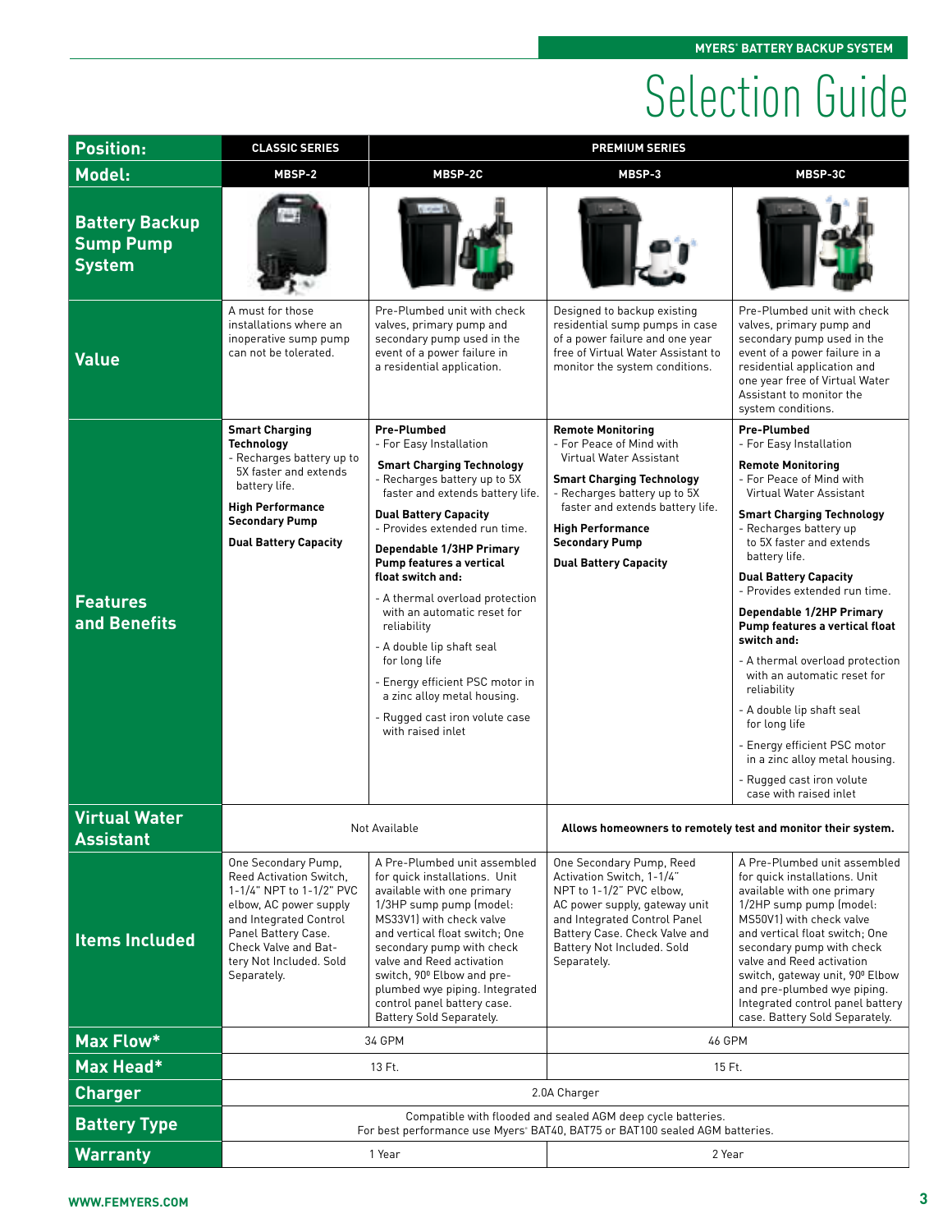# Selection Guide

| Position: | CLASSIC SERIES | PREMIUM SERIES | | |
|---|---|---|---|---|
| **Model:** | MBSP-2 | MBSP-2C | MBSP-3 | MBSP-3C |
| **Battery Backup Sump Pump System** | | | | |
| **Value** | A must for those installations where an inoperative sump pump can not be tolerated. | Pre-Plumbed unit with check valves, primary pump and secondary pump used in the event of a power failure in a residential application. | Designed to backup existing residential sump pumps in case of a power failure and one year free of Virtual Water Assistant to monitor the system conditions. | Pre-Plumbed unit with check valves, primary pump and secondary pump used in the event of a power failure in a residential application and one year free of Virtual Water Assistant to monitor the system conditions. |
| **Features and Benefits** | **Smart Charging Technology** - Recharges battery up to 5X faster and extends battery life. **High Performance Secondary Pump** **Dual Battery Capacity** | **Pre-Plumbed** - For Easy Installation **Smart Charging Technology** - Recharges battery up to 5X faster and extends battery life. **Dual Battery Capacity** - Provides extended run time. **Dependable 1/3HP Primary Pump features a vertical float switch and:** - A thermal overload protection with an automatic reset for reliability - A double lip shaft seal for long life - Energy efficient PSC motor in a zinc alloy metal housing. - Rugged cast iron volute case with raised inlet | **Remote Monitoring** - For Peace of Mind with Virtual Water Assistant **Smart Charging Technology** - Recharges battery up to 5X faster and extends battery life. **High Performance Secondary Pump** **Dual Battery Capacity** | **Pre-Plumbed** - For Easy Installation **Remote Monitoring** - For Peace of Mind with Virtual Water Assistant **Smart Charging Technology** - Recharges battery up to 5X faster and extends battery life. **Dual Battery Capacity** - Provides extended run time. **Dependable 1/2HP Primary Pump features a vertical float switch and:** - A thermal overload protection with an automatic reset for reliability - A double lip shaft seal for long life - Energy efficient PSC motor in a zinc alloy metal housing. - Rugged cast iron volute case with raised inlet |
| **Virtual Water Assistant** | Not Available | | **Allows homeowners to remotely test and monitor their system.** | |
| **Items Included** | One Secondary Pump, Reed Activation Switch, 1-1/4" NPT to 1-1/2" PVC elbow, AC power supply and Integrated Control Panel Battery Case. Check Valve and Battery Not Included. Sold Separately. | A Pre-Plumbed unit assembled for quick installations. Unit available with one primary 1/3HP sump pump (model: MS33V1) with check valve and vertical float switch; One secondary pump with check valve and Reed activation switch, 90º Elbow and pre-plumbed wye piping. Integrated control panel battery case. Battery Sold Separately. | One Secondary Pump, Reed Activation Switch, 1-1/4" NPT to 1-1/2" PVC elbow, AC power supply, gateway unit and Integrated Control Panel Battery Case. Check Valve and Battery Not Included. Sold Separately. | A Pre-Plumbed unit assembled for quick installations. Unit available with one primary 1/2HP sump pump (model: MS50V1) with check valve and vertical float switch; One secondary pump with check valve and Reed activation switch, gateway unit, 90º Elbow and pre-plumbed wye piping. Integrated control panel battery case. Battery Sold Separately. |
| **Max Flow*** | 34 GPM | | 46 GPM | |
| **Max Head*** | 13 Ft. | | 15 Ft. | |
| **Charger** | 2.0A Charger | | | |
| **Battery Type** | Compatible with flooded and sealed AGM deep cycle batteries. For best performance use Myers® BAT40, BAT75 or BAT100 sealed AGM batteries. | | | |
| **Warranty** | 1 Year | | 2 Year | |

WWW.FEMYERS.COM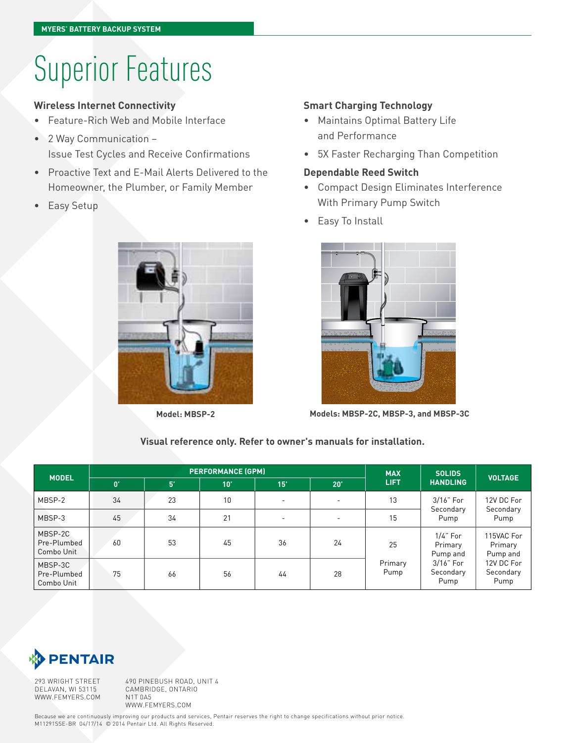# Superior Features

### Wireless Internet Connectivity

- Feature-Rich Web and Mobile Interface
- 2 Way Communication – Issue Test Cycles and Receive Confirmations
- Proactive Text and E-Mail Alerts Delivered to the Homeowner, the Plumber, or Family Member
- Easy Setup

### Smart Charging Technology

- Maintains Optimal Battery Life and Performance
- 5X Faster Recharging Than Competition

### Dependable Reed Switch

- Compact Design Eliminates Interference With Primary Pump Switch
- Easy To Install

**Model: MBSP-2**

**Models: MBSP-2C, MBSP-3, and MBSP-3C**

**Visual reference only. Refer to owner's manuals for installation.**

| MODEL | PERFORMANCE (GPM) | | | | | MAX LIFT | SOLIDS HANDLING | VOLTAGE |
|---|---|---|---|---|---|---|---|---|
| | 0' | 5' | 10' | 15' | 20' | | | |
| MBSP-2 | 34 | 23 | 10 | - | - | 13 | 3/16" For Secondary Pump | 12V DC For Secondary Pump |
| MBSP-3 | 45 | 34 | 21 | - | - | 15 | | |
| MBSP-2C Pre-Plumbed Combo Unit | 60 | 53 | 45 | 36 | 24 | 25 Primary Pump | 1/4" For Primary Pump and 3/16" For Secondary Pump | 115VAC For Primary Pump and 12V DC For Secondary Pump |
| MBSP-3C Pre-Plumbed Combo Unit | 75 | 66 | 56 | 44 | 28 | | | |

PENTAIR

293 WRIGHT STREET
DELAVAN, WI 53115
WWW.FEMYERS.COM

490 PINEBUSH ROAD, UNIT 4
CAMBRIDGE, ONTARIO
N1T 0A5
WWW.FEMYERS.COM

Because we are continuously improving our products and services, Pentair reserves the right to change specifications without prior notice.
M11291SSE-BR 04/17/14 © 2014 Pentair Ltd. All Rights Reserved.